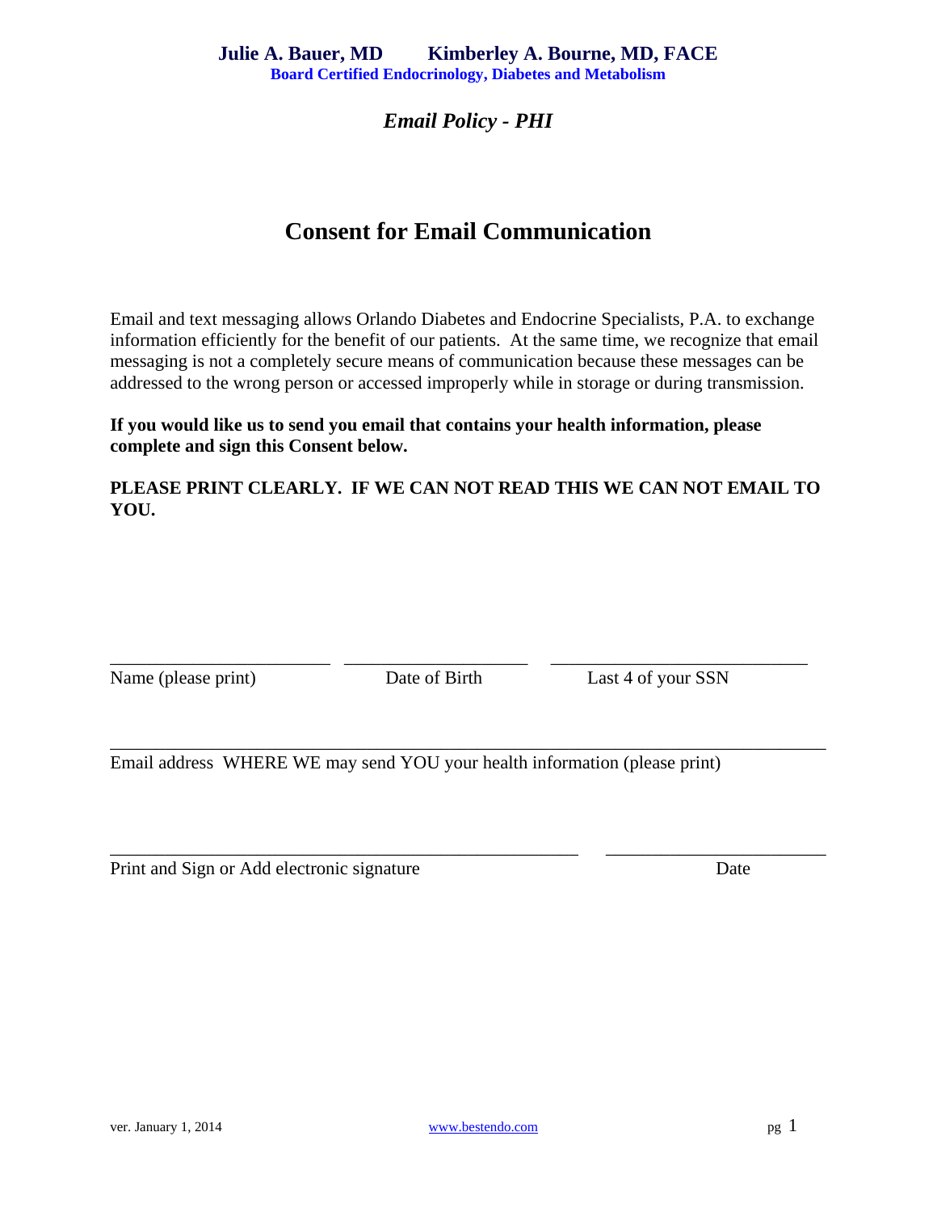**Julie A. Bauer, MD        Kimberley A. Bourne, MD, FACE**
**Board Certified Endocrinology, Diabetes and Metabolism**

***Email Policy - PHI***

# Consent for Email Communication

Email and text messaging allows Orlando Diabetes and Endocrine Specialists, P.A. to exchange information efficiently for the benefit of our patients. At the same time, we recognize that email messaging is not a completely secure means of communication because these messages can be addressed to the wrong person or accessed improperly while in storage or during transmission.

**If you would like us to send you email that contains your health information, please complete and sign this Consent below.**

**PLEASE PRINT CLEARLY. IF WE CAN NOT READ THIS WE CAN NOT EMAIL TO YOU.**

________________________ ____________________ ____________________________
Name (please print)        Date of Birth        Last 4 of your SSN

______________________________________________________________________________
Email address WHERE WE may send YOU your health information (please print)

___________________________________________________ ________________________
Print and Sign or Add electronic signature        Date

ver. January 1, 2014        www.bestendo.com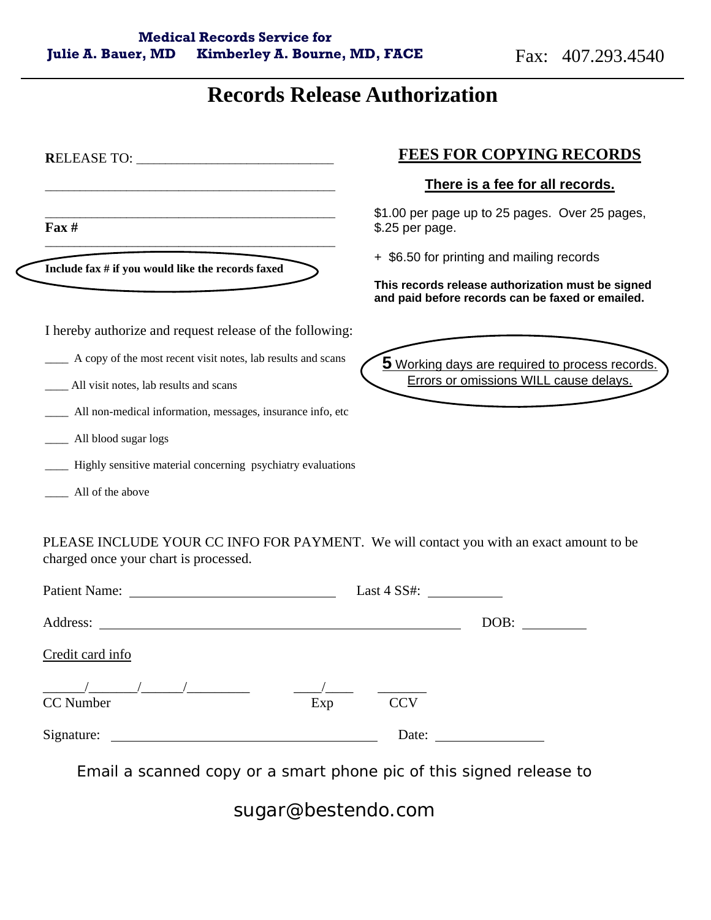**Medical Records Service for**
**Julie A. Bauer, MD Kimberley A. Bourne, MD, FACE**

Fax: 407.293.4540

# Records Release Authorization

**R**ELEASE TO: ____________________________

__________________________________________

__________________________________________

**Fax #** __________________________________________

**Include fax # if you would like the records faxed**

## FEES FOR COPYING RECORDS

**There is a fee for all records.**

$1.00 per page up to 25 pages. Over 25 pages, $.25 per page.

+ $6.50 for printing and mailing records

**This records release authorization must be signed and paid before records can be faxed or emailed.**

**5** Working days are required to process records. Errors or omissions WILL cause delays.

I hereby authorize and request release of the following:

____ A copy of the most recent visit notes, lab results and scans

____ All visit notes, lab results and scans

____ All non-medical information, messages, insurance info, etc

____ All blood sugar logs

____ Highly sensitive material concerning psychiatry evaluations

____ All of the above

PLEASE INCLUDE YOUR CC INFO FOR PAYMENT. We will contact you with an exact amount to be charged once your chart is processed.

Patient Name: ______________________________ Last 4 SS#: ___________

Address: ______________________________________________________ DOB: _________

Credit card info

______/_______/______/_________ ____/____ _______

CC Number Exp CCV

Signature: ________________________________________ Date: _______________

Email a scanned copy or a smart phone pic of this signed release to

sugar@bestendo.com